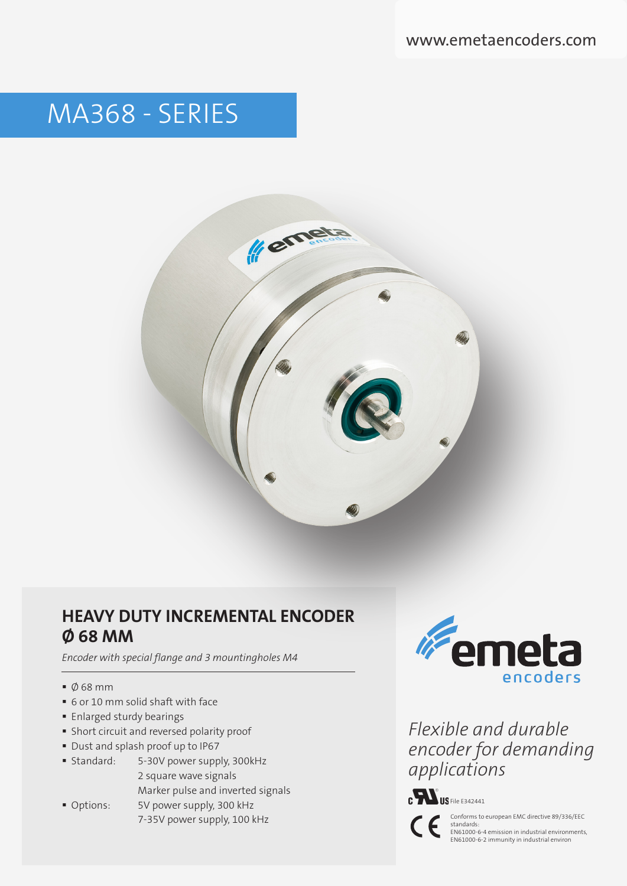www.emetaencoders.com

# MA368 - SERIES

## HEAVY DUTY INCREMENTAL ENCODER Ø 68 MM

*Encoder with special flange and 3 mountingholes M4*

- Ø 68 mm
- 6 or 10 mm solid shaft with face
- Enlarged sturdy bearings
- Short circuit and reversed polarity proof
- Dust and splash proof up to IP67
- Standard: 5-30V power supply, 300kHz
  2 square wave signals
  Marker pulse and inverted signals
- Options: 5V power supply, 300 kHz
  7-35V power supply, 100 kHz

emeta encoders

*Flexible and durable encoder for demanding applications*

c UL US File E342441

CE Conforms to european EMC directive 89/336/EEC standards:
EN61000-6-4 emission in industrial environments,
EN61000-6-2 immunity in industrial environ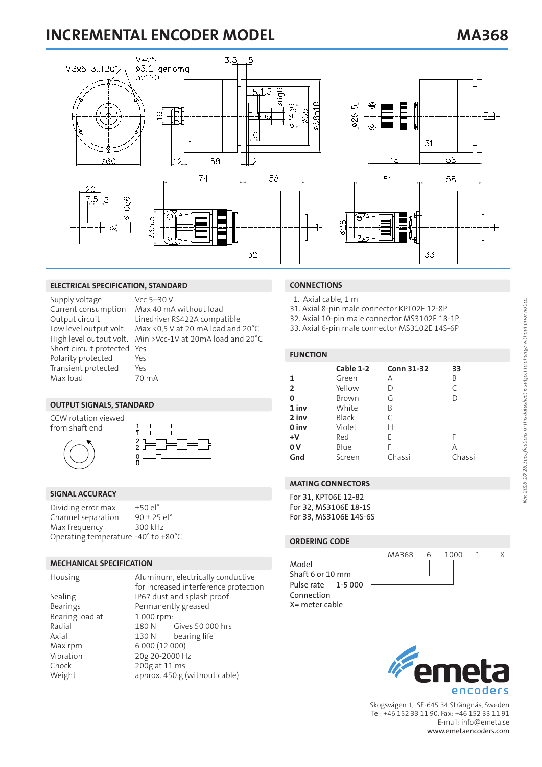# INCREMENTAL ENCODER MODEL MA368

M3x5 3x120°
M4x5
ø3.2 genomg.
3x120°
3.5 5
5.1.5
ø6g6
5
ø24g6
ø55
ø68h10
16
10
1
ø60
12 58 2
ø26.5
31
48 58
20
7.5 5
ø10g6
9
74 58
ø33.5
32
61 58
ø28
33

## ELECTRICAL SPECIFICATION, STANDARD

| | |
|---|---|
| Supply voltage | Vcc 5–30 V |
| Current consumption | Max 40 mA without load |
| Output circuit | Linedriver RS422A compatible |
| Low level output volt. | Max <0,5 V at 20 mA load and 20°C |
| High level output volt. | Min >Vcc-1V at 20mA load and 20°C |
| Short circuit protected | Yes |
| Polarity protected | Yes |
| Transient protected | Yes |
| Max load | 70 mA |

## OUTPUT SIGNALS, STANDARD

CCW rotation viewed from shaft end

1
1
2
2
0
0

## SIGNAL ACCURACY

| | |
|---|---|
| Dividing error max | ±50 el° |
| Channel separation | 90 ± 25 el° |
| Max frequency | 300 kHz |
| Operating temperature | -40° to +80°C |

## MECHANICAL SPECIFICATION

| | | |
|---|---|---|
| Housing | Aluminum, electrically conductive for increased interference protection | |
| Sealing | IP67 dust and splash proof | |
| Bearings | Permanently greased | |
| Bearing load at | 1 000 rpm: | |
| Radial | 180 N | Gives 50 000 hrs |
| Axial | 130 N | bearing life |
| Max rpm | 6 000 (12 000) | |
| Vibration | 20g 20-2000 Hz | |
| Chock | 200g at 11 ms | |
| Weight | approx. 450 g (without cable) | |

## CONNECTIONS

1. Axial cable, 1 m
31. Axial 8-pin male connector KPT02E 12-8P
32. Axial 10-pin male connector MS3102E 18-1P
33. Axial 6-pin male connector MS3102E 14S-6P

## FUNCTION

| | Cable 1-2 | Conn 31-32 | 33 |
|---|---|---|---|
| **1** | Green | A | B |
| **2** | Yellow | D | C |
| **0** | Brown | G | D |
| **1 inv** | White | B | |
| **2 inv** | Black | C | |
| **0 inv** | Violet | H | |
| **+V** | Red | E | F |
| **0 V** | Blue | F | A |
| **Gnd** | Screen | Chassi | Chassi |

## MATING CONNECTORS

For 31, KPT06E 12-82
For 32, MS3106E 18-1S
For 33, MS3106E 14S-6S

## ORDERING CODE

MA368 6 1000 1 X

Model
Shaft 6 or 10 mm
Pulse rate 1-5 000
Connection
X= meter cable

emeta encoders

Skogsvägen 1, SE-645 34 Strängnäs, Sweden
Tel: +46 152 33 11 90. Fax: +46 152 33 11 91
E-mail: info@emeta.se
www.emetaencoders.com

*Rev. 2016-10-26, Specifications in this datasheet is subject to change without prior notice.*